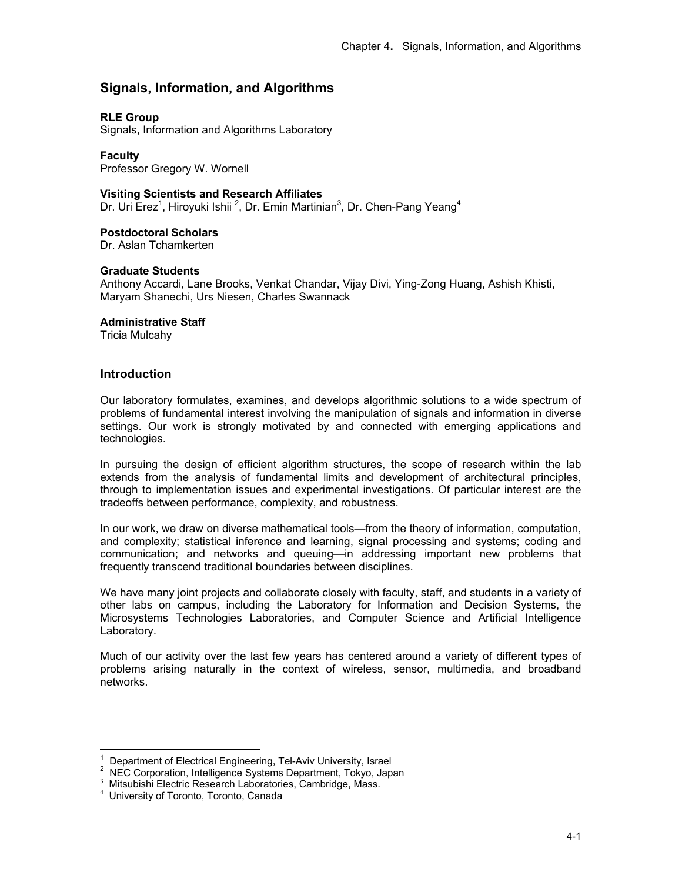# Signals, Information, and Algorithms

**RLE Group**
Signals, Information and Algorithms Laboratory

**Faculty**
Professor Gregory W. Wornell

**Visiting Scientists and Research Affiliates**
Dr. Uri Erez[1], Hiroyuki Ishii [2], Dr. Emin Martinian[3], Dr. Chen-Pang Yeang[4]

**Postdoctoral Scholars**
Dr. Aslan Tchamkerten

**Graduate Students**
Anthony Accardi, Lane Brooks, Venkat Chandar, Vijay Divi, Ying-Zong Huang, Ashish Khisti, Maryam Shanechi, Urs Niesen, Charles Swannack

**Administrative Staff**
Tricia Mulcahy

## Introduction

Our laboratory formulates, examines, and develops algorithmic solutions to a wide spectrum of problems of fundamental interest involving the manipulation of signals and information in diverse settings. Our work is strongly motivated by and connected with emerging applications and technologies.

In pursuing the design of efficient algorithm structures, the scope of research within the lab extends from the analysis of fundamental limits and development of architectural principles, through to implementation issues and experimental investigations. Of particular interest are the tradeoffs between performance, complexity, and robustness.

In our work, we draw on diverse mathematical tools—from the theory of information, computation, and complexity; statistical inference and learning, signal processing and systems; coding and communication; and networks and queuing—in addressing important new problems that frequently transcend traditional boundaries between disciplines.

We have many joint projects and collaborate closely with faculty, staff, and students in a variety of other labs on campus, including the Laboratory for Information and Decision Systems, the Microsystems Technologies Laboratories, and Computer Science and Artificial Intelligence Laboratory.

Much of our activity over the last few years has centered around a variety of different types of problems arising naturally in the context of wireless, sensor, multimedia, and broadband networks.

---

[1] Department of Electrical Engineering, Tel-Aviv University, Israel
[2] NEC Corporation, Intelligence Systems Department, Tokyo, Japan
[3] Mitsubishi Electric Research Laboratories, Cambridge, Mass.
[4] University of Toronto, Toronto, Canada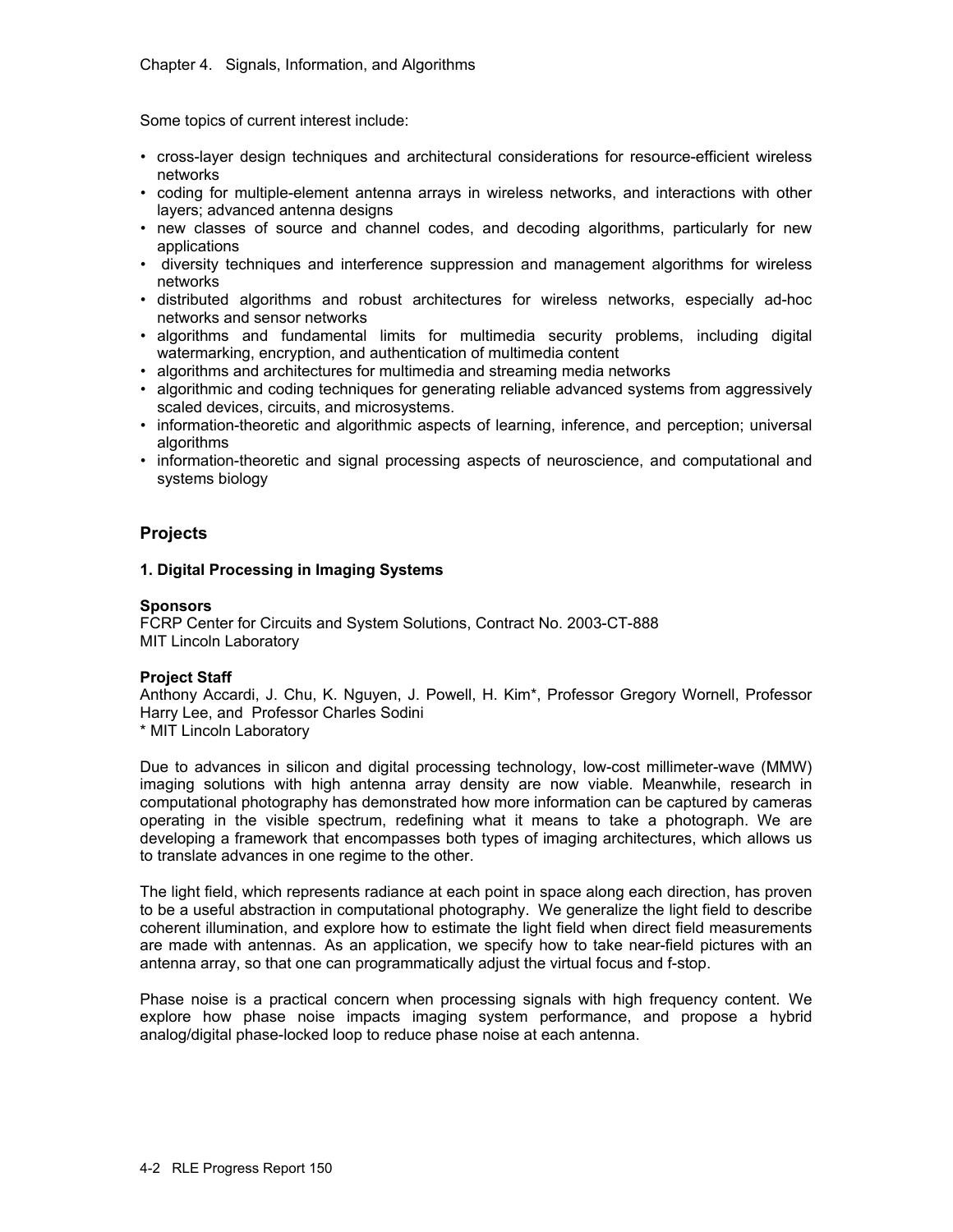Some topics of current interest include:

- cross-layer design techniques and architectural considerations for resource-efficient wireless networks
- coding for multiple-element antenna arrays in wireless networks, and interactions with other layers; advanced antenna designs
- new classes of source and channel codes, and decoding algorithms, particularly for new applications
- diversity techniques and interference suppression and management algorithms for wireless networks
- distributed algorithms and robust architectures for wireless networks, especially ad-hoc networks and sensor networks
- algorithms and fundamental limits for multimedia security problems, including digital watermarking, encryption, and authentication of multimedia content
- algorithms and architectures for multimedia and streaming media networks
- algorithmic and coding techniques for generating reliable advanced systems from aggressively scaled devices, circuits, and microsystems.
- information-theoretic and algorithmic aspects of learning, inference, and perception; universal algorithms
- information-theoretic and signal processing aspects of neuroscience, and computational and systems biology

## Projects

### 1. Digital Processing in Imaging Systems

**Sponsors**
FCRP Center for Circuits and System Solutions, Contract No. 2003-CT-888
MIT Lincoln Laboratory

**Project Staff**
Anthony Accardi, J. Chu, K. Nguyen, J. Powell, H. Kim*, Professor Gregory Wornell, Professor Harry Lee, and Professor Charles Sodini
* MIT Lincoln Laboratory

Due to advances in silicon and digital processing technology, low-cost millimeter-wave (MMW) imaging solutions with high antenna array density are now viable. Meanwhile, research in computational photography has demonstrated how more information can be captured by cameras operating in the visible spectrum, redefining what it means to take a photograph. We are developing a framework that encompasses both types of imaging architectures, which allows us to translate advances in one regime to the other.

The light field, which represents radiance at each point in space along each direction, has proven to be a useful abstraction in computational photography. We generalize the light field to describe coherent illumination, and explore how to estimate the light field when direct field measurements are made with antennas. As an application, we specify how to take near-field pictures with an antenna array, so that one can programmatically adjust the virtual focus and f-stop.

Phase noise is a practical concern when processing signals with high frequency content. We explore how phase noise impacts imaging system performance, and propose a hybrid analog/digital phase-locked loop to reduce phase noise at each antenna.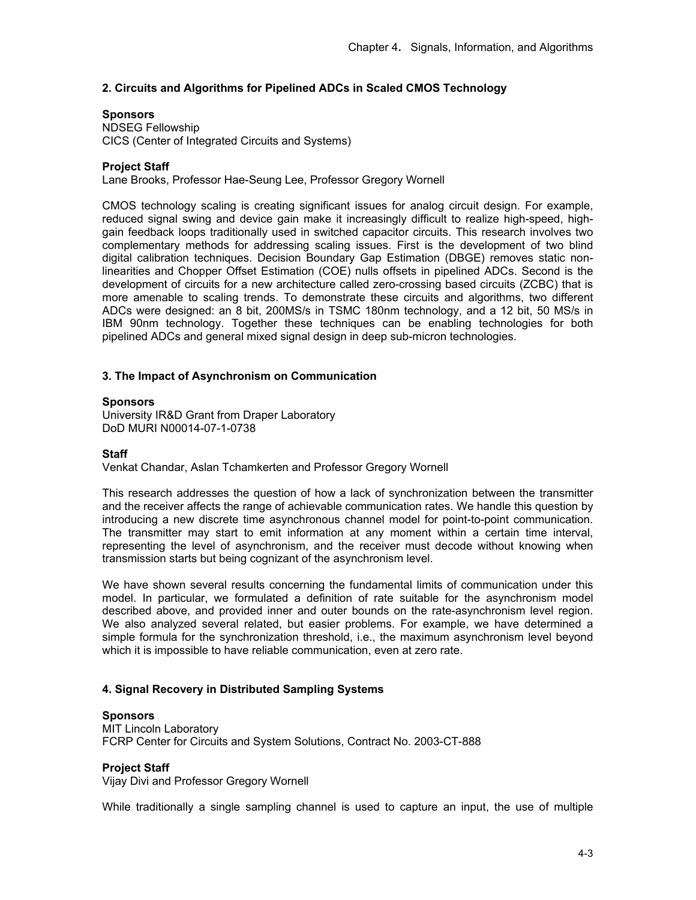## 2. Circuits and Algorithms for Pipelined ADCs in Scaled CMOS Technology

**Sponsors**

NDSEG Fellowship
CICS (Center of Integrated Circuits and Systems)

**Project Staff**

Lane Brooks, Professor Hae-Seung Lee, Professor Gregory Wornell

CMOS technology scaling is creating significant issues for analog circuit design. For example, reduced signal swing and device gain make it increasingly difficult to realize high-speed, high-gain feedback loops traditionally used in switched capacitor circuits. This research involves two complementary methods for addressing scaling issues. First is the development of two blind digital calibration techniques. Decision Boundary Gap Estimation (DBGE) removes static non-linearities and Chopper Offset Estimation (COE) nulls offsets in pipelined ADCs. Second is the development of circuits for a new architecture called zero-crossing based circuits (ZCBC) that is more amenable to scaling trends. To demonstrate these circuits and algorithms, two different ADCs were designed: an 8 bit, 200MS/s in TSMC 180nm technology, and a 12 bit, 50 MS/s in IBM 90nm technology. Together these techniques can be enabling technologies for both pipelined ADCs and general mixed signal design in deep sub-micron technologies.

## 3. The Impact of Asynchronism on Communication

**Sponsors**

University IR&D Grant from Draper Laboratory
DoD MURI N00014-07-1-0738

**Staff**

Venkat Chandar, Aslan Tchamkerten and Professor Gregory Wornell

This research addresses the question of how a lack of synchronization between the transmitter and the receiver affects the range of achievable communication rates. We handle this question by introducing a new discrete time asynchronous channel model for point-to-point communication. The transmitter may start to emit information at any moment within a certain time interval, representing the level of asynchronism, and the receiver must decode without knowing when transmission starts but being cognizant of the asynchronism level.

We have shown several results concerning the fundamental limits of communication under this model. In particular, we formulated a definition of rate suitable for the asynchronism model described above, and provided inner and outer bounds on the rate-asynchronism level region. We also analyzed several related, but easier problems. For example, we have determined a simple formula for the synchronization threshold, i.e., the maximum asynchronism level beyond which it is impossible to have reliable communication, even at zero rate.

## 4. Signal Recovery in Distributed Sampling Systems

**Sponsors**

MIT Lincoln Laboratory
FCRP Center for Circuits and System Solutions, Contract No. 2003-CT-888

**Project Staff**

Vijay Divi and Professor Gregory Wornell

While traditionally a single sampling channel is used to capture an input, the use of multiple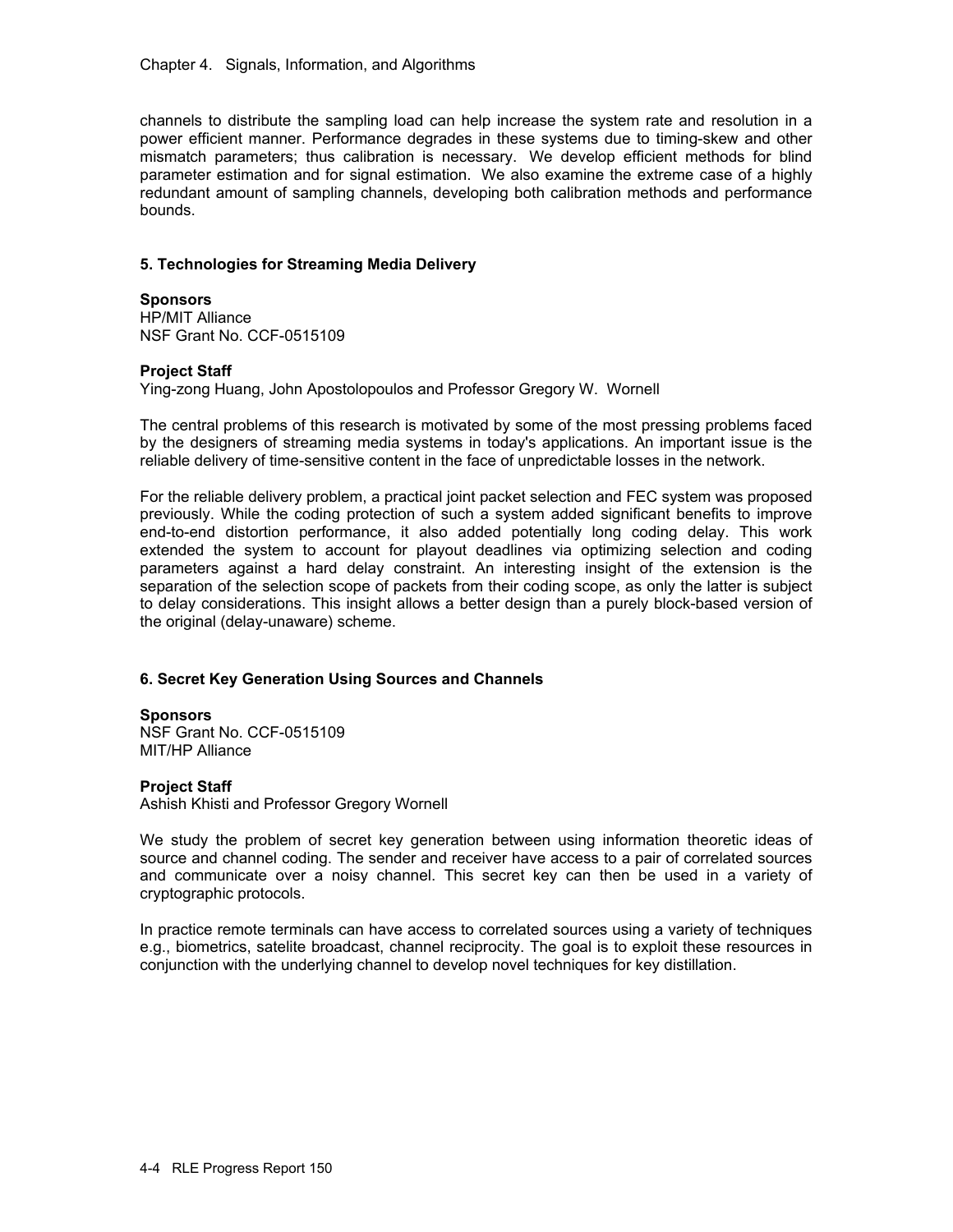channels to distribute the sampling load can help increase the system rate and resolution in a power efficient manner. Performance degrades in these systems due to timing-skew and other mismatch parameters; thus calibration is necessary. We develop efficient methods for blind parameter estimation and for signal estimation. We also examine the extreme case of a highly redundant amount of sampling channels, developing both calibration methods and performance bounds.

### 5. Technologies for Streaming Media Delivery

**Sponsors**
HP/MIT Alliance
NSF Grant No. CCF-0515109

**Project Staff**
Ying-zong Huang, John Apostolopoulos and Professor Gregory W. Wornell

The central problems of this research is motivated by some of the most pressing problems faced by the designers of streaming media systems in today's applications. An important issue is the reliable delivery of time-sensitive content in the face of unpredictable losses in the network.

For the reliable delivery problem, a practical joint packet selection and FEC system was proposed previously. While the coding protection of such a system added significant benefits to improve end-to-end distortion performance, it also added potentially long coding delay. This work extended the system to account for playout deadlines via optimizing selection and coding parameters against a hard delay constraint. An interesting insight of the extension is the separation of the selection scope of packets from their coding scope, as only the latter is subject to delay considerations. This insight allows a better design than a purely block-based version of the original (delay-unaware) scheme.

### 6. Secret Key Generation Using Sources and Channels

**Sponsors**
NSF Grant No. CCF-0515109
MIT/HP Alliance

**Project Staff**
Ashish Khisti and Professor Gregory Wornell

We study the problem of secret key generation between using information theoretic ideas of source and channel coding. The sender and receiver have access to a pair of correlated sources and communicate over a noisy channel. This secret key can then be used in a variety of cryptographic protocols.

In practice remote terminals can have access to correlated sources using a variety of techniques e.g., biometrics, satelite broadcast, channel reciprocity. The goal is to exploit these resources in conjunction with the underlying channel to develop novel techniques for key distillation.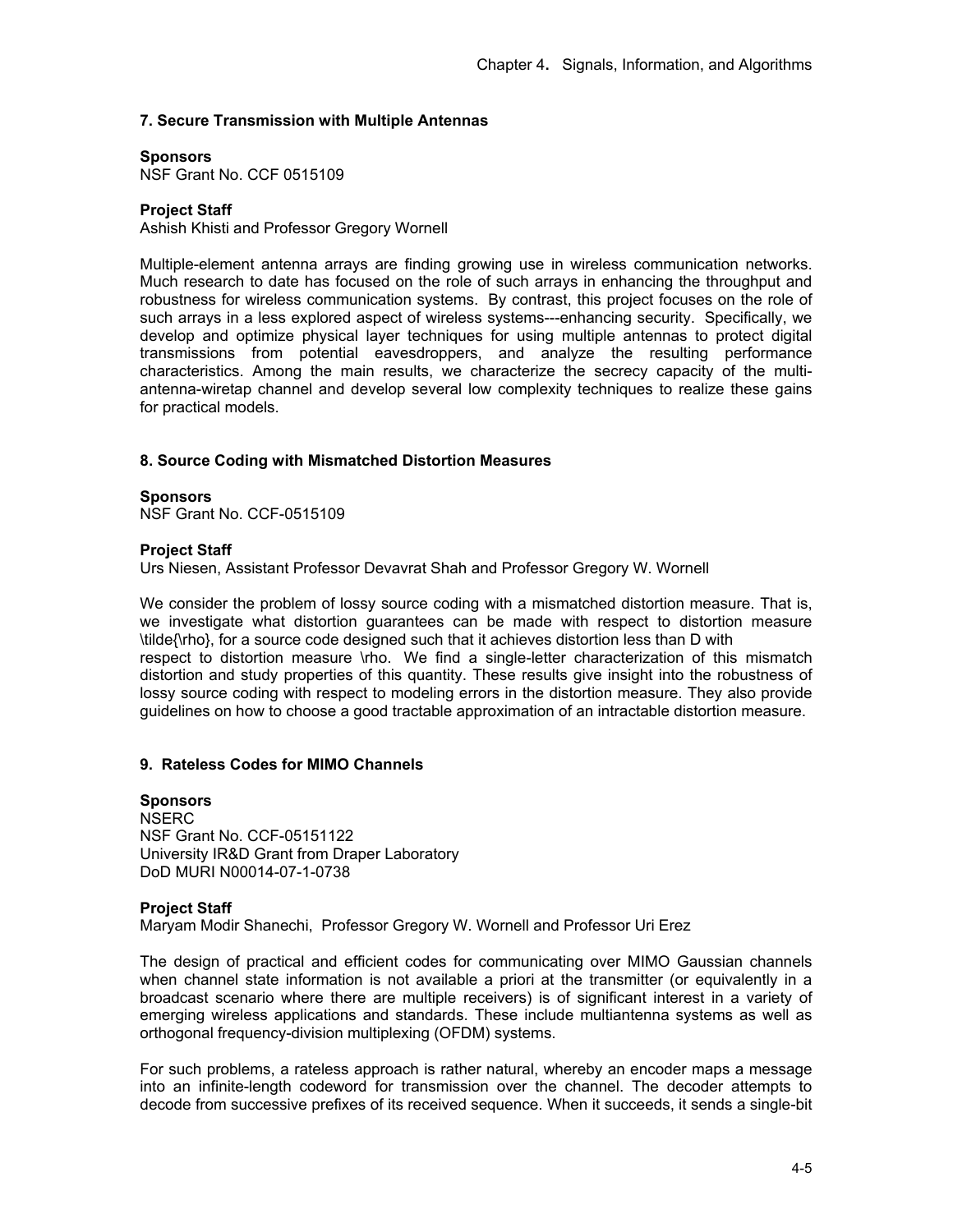### 7. Secure Transmission with Multiple Antennas

**Sponsors**

NSF Grant No. CCF 0515109

**Project Staff**

Ashish Khisti and Professor Gregory Wornell

Multiple-element antenna arrays are finding growing use in wireless communication networks. Much research to date has focused on the role of such arrays in enhancing the throughput and robustness for wireless communication systems. By contrast, this project focuses on the role of such arrays in a less explored aspect of wireless systems---enhancing security. Specifically, we develop and optimize physical layer techniques for using multiple antennas to protect digital transmissions from potential eavesdroppers, and analyze the resulting performance characteristics. Among the main results, we characterize the secrecy capacity of the multi-antenna-wiretap channel and develop several low complexity techniques to realize these gains for practical models.

### 8. Source Coding with Mismatched Distortion Measures

**Sponsors**

NSF Grant No. CCF-0515109

**Project Staff**

Urs Niesen, Assistant Professor Devavrat Shah and Professor Gregory W. Wornell

We consider the problem of lossy source coding with a mismatched distortion measure. That is, we investigate what distortion guarantees can be made with respect to distortion measure \tilde{\rho}, for a source code designed such that it achieves distortion less than D with respect to distortion measure \rho. We find a single-letter characterization of this mismatch distortion and study properties of this quantity. These results give insight into the robustness of lossy source coding with respect to modeling errors in the distortion measure. They also provide guidelines on how to choose a good tractable approximation of an intractable distortion measure.

### 9. Rateless Codes for MIMO Channels

**Sponsors**

NSERC
NSF Grant No. CCF-05151122
University IR&D Grant from Draper Laboratory
DoD MURI N00014-07-1-0738

**Project Staff**

Maryam Modir Shanechi, Professor Gregory W. Wornell and Professor Uri Erez

The design of practical and efficient codes for communicating over MIMO Gaussian channels when channel state information is not available a priori at the transmitter (or equivalently in a broadcast scenario where there are multiple receivers) is of significant interest in a variety of emerging wireless applications and standards. These include multiantenna systems as well as orthogonal frequency-division multiplexing (OFDM) systems.

For such problems, a rateless approach is rather natural, whereby an encoder maps a message into an infinite-length codeword for transmission over the channel. The decoder attempts to decode from successive prefixes of its received sequence. When it succeeds, it sends a single-bit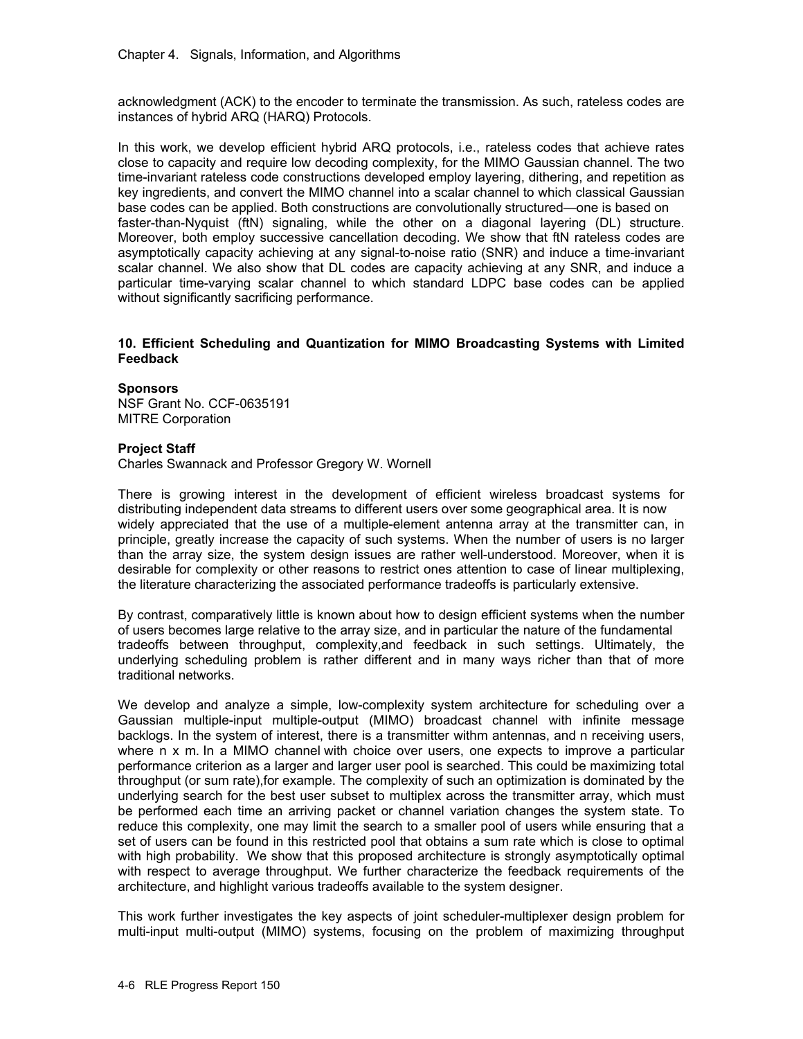acknowledgment (ACK) to the encoder to terminate the transmission. As such, rateless codes are instances of hybrid ARQ (HARQ) Protocols.

In this work, we develop efficient hybrid ARQ protocols, i.e., rateless codes that achieve rates close to capacity and require low decoding complexity, for the MIMO Gaussian channel. The two time-invariant rateless code constructions developed employ layering, dithering, and repetition as key ingredients, and convert the MIMO channel into a scalar channel to which classical Gaussian base codes can be applied. Both constructions are convolutionally structured—one is based on faster-than-Nyquist (ftN) signaling, while the other on a diagonal layering (DL) structure. Moreover, both employ successive cancellation decoding. We show that ftN rateless codes are asymptotically capacity achieving at any signal-to-noise ratio (SNR) and induce a time-invariant scalar channel. We also show that DL codes are capacity achieving at any SNR, and induce a particular time-varying scalar channel to which standard LDPC base codes can be applied without significantly sacrificing performance.

### 10. Efficient Scheduling and Quantization for MIMO Broadcasting Systems with Limited Feedback

**Sponsors**
NSF Grant No. CCF-0635191
MITRE Corporation

**Project Staff**
Charles Swannack and Professor Gregory W. Wornell

There is growing interest in the development of efficient wireless broadcast systems for distributing independent data streams to different users over some geographical area. It is now widely appreciated that the use of a multiple-element antenna array at the transmitter can, in principle, greatly increase the capacity of such systems. When the number of users is no larger than the array size, the system design issues are rather well-understood. Moreover, when it is desirable for complexity or other reasons to restrict ones attention to case of linear multiplexing, the literature characterizing the associated performance tradeoffs is particularly extensive.

By contrast, comparatively little is known about how to design efficient systems when the number of users becomes large relative to the array size, and in particular the nature of the fundamental tradeoffs between throughput, complexity,and feedback in such settings. Ultimately, the underlying scheduling problem is rather different and in many ways richer than that of more traditional networks.

We develop and analyze a simple, low-complexity system architecture for scheduling over a Gaussian multiple-input multiple-output (MIMO) broadcast channel with infinite message backlogs. In the system of interest, there is a transmitter withm antennas, and n receiving users, where n x m. In a MIMO channel with choice over users, one expects to improve a particular performance criterion as a larger and larger user pool is searched. This could be maximizing total throughput (or sum rate),for example. The complexity of such an optimization is dominated by the underlying search for the best user subset to multiplex across the transmitter array, which must be performed each time an arriving packet or channel variation changes the system state. To reduce this complexity, one may limit the search to a smaller pool of users while ensuring that a set of users can be found in this restricted pool that obtains a sum rate which is close to optimal with high probability. We show that this proposed architecture is strongly asymptotically optimal with respect to average throughput. We further characterize the feedback requirements of the architecture, and highlight various tradeoffs available to the system designer.

This work further investigates the key aspects of joint scheduler-multiplexer design problem for multi-input multi-output (MIMO) systems, focusing on the problem of maximizing throughput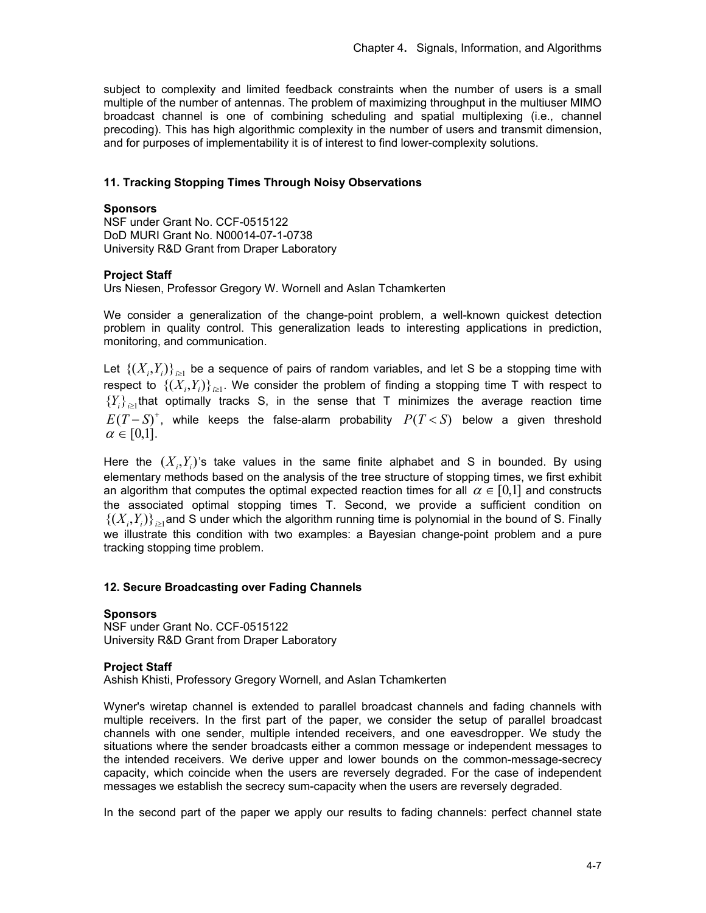subject to complexity and limited feedback constraints when the number of users is a small multiple of the number of antennas. The problem of maximizing throughput in the multiuser MIMO broadcast channel is one of combining scheduling and spatial multiplexing (i.e., channel precoding). This has high algorithmic complexity in the number of users and transmit dimension, and for purposes of implementability it is of interest to find lower-complexity solutions.

### 11. Tracking Stopping Times Through Noisy Observations

**Sponsors**
NSF under Grant No. CCF-0515122
DoD MURI Grant No. N00014-07-1-0738
University R&D Grant from Draper Laboratory

**Project Staff**
Urs Niesen, Professor Gregory W. Wornell and Aslan Tchamkerten

We consider a generalization of the change-point problem, a well-known quickest detection problem in quality control. This generalization leads to interesting applications in prediction, monitoring, and communication.

Let $\{(X_i,Y_i)\}_{i\geq 1}$ be a sequence of pairs of random variables, and let S be a stopping time with respect to $\{(X_i,Y_i)\}_{i\geq 1}$. We consider the problem of finding a stopping time T with respect to $\{Y_i\}_{i\geq 1}$ that optimally tracks S, in the sense that T minimizes the average reaction time $E(T-S)^+$, while keeps the false-alarm probability $P(T<S)$ below a given threshold $\alpha \in [0,1]$.

Here the $(X_i,Y_i)$'s take values in the same finite alphabet and S in bounded. By using elementary methods based on the analysis of the tree structure of stopping times, we first exhibit an algorithm that computes the optimal expected reaction times for all $\alpha \in [0,1]$ and constructs the associated optimal stopping times T. Second, we provide a sufficient condition on $\{(X_i,Y_i)\}_{i\geq 1}$ and S under which the algorithm running time is polynomial in the bound of S. Finally we illustrate this condition with two examples: a Bayesian change-point problem and a pure tracking stopping time problem.

### 12. Secure Broadcasting over Fading Channels

**Sponsors**
NSF under Grant No. CCF-0515122
University R&D Grant from Draper Laboratory

**Project Staff**
Ashish Khisti, Professory Gregory Wornell, and Aslan Tchamkerten

Wyner's wiretap channel is extended to parallel broadcast channels and fading channels with multiple receivers. In the first part of the paper, we consider the setup of parallel broadcast channels with one sender, multiple intended receivers, and one eavesdropper. We study the situations where the sender broadcasts either a common message or independent messages to the intended receivers. We derive upper and lower bounds on the common-message-secrecy capacity, which coincide when the users are reversely degraded. For the case of independent messages we establish the secrecy sum-capacity when the users are reversely degraded.

In the second part of the paper we apply our results to fading channels: perfect channel state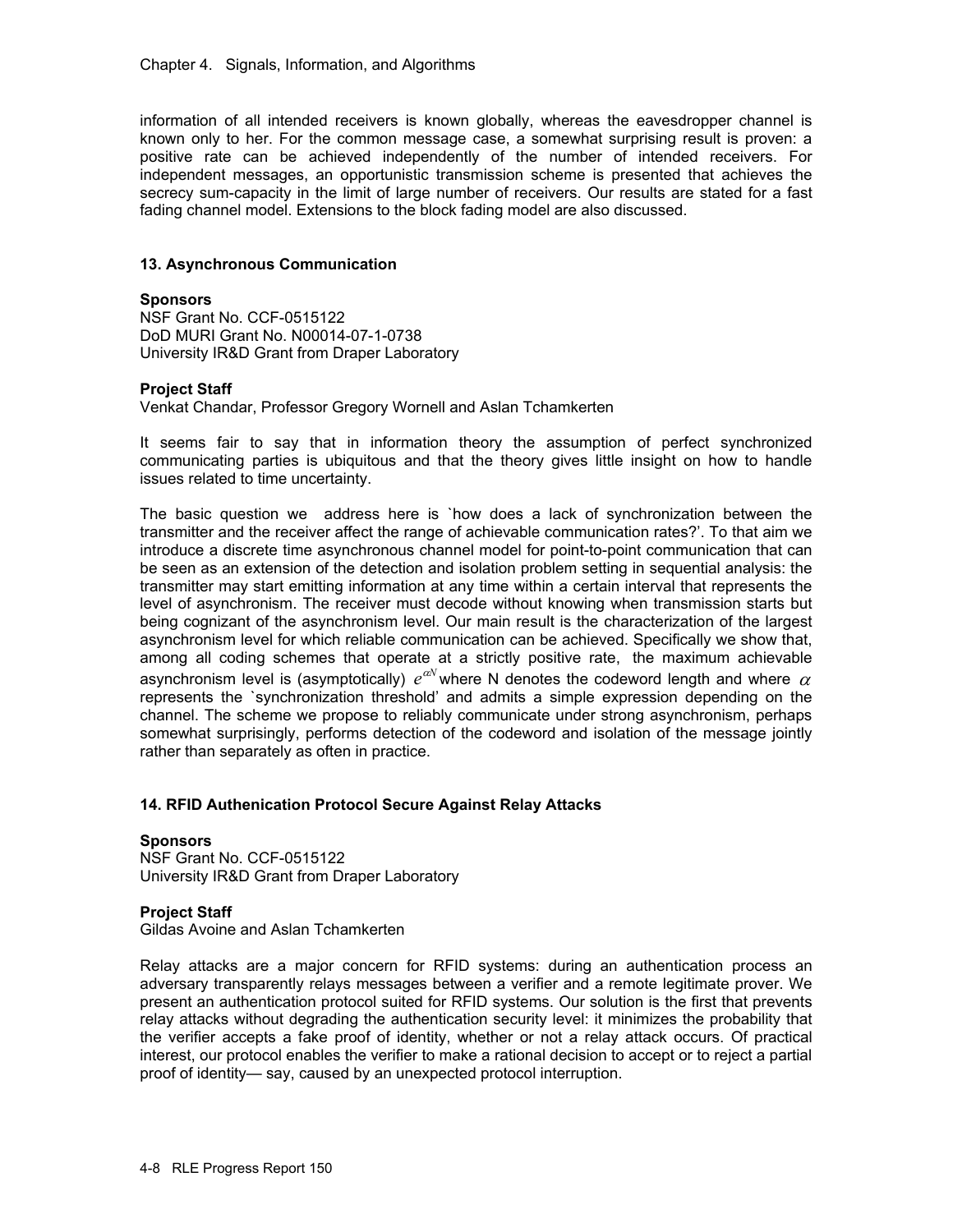information of all intended receivers is known globally, whereas the eavesdropper channel is known only to her. For the common message case, a somewhat surprising result is proven: a positive rate can be achieved independently of the number of intended receivers. For independent messages, an opportunistic transmission scheme is presented that achieves the secrecy sum-capacity in the limit of large number of receivers. Our results are stated for a fast fading channel model. Extensions to the block fading model are also discussed.

### 13. Asynchronous Communication

**Sponsors**

NSF Grant No. CCF-0515122
DoD MURI Grant No. N00014-07-1-0738
University IR&D Grant from Draper Laboratory

**Project Staff**

Venkat Chandar, Professor Gregory Wornell and Aslan Tchamkerten

It seems fair to say that in information theory the assumption of perfect synchronized communicating parties is ubiquitous and that the theory gives little insight on how to handle issues related to time uncertainty.

The basic question we address here is `how does a lack of synchronization between the transmitter and the receiver affect the range of achievable communication rates?'. To that aim we introduce a discrete time asynchronous channel model for point-to-point communication that can be seen as an extension of the detection and isolation problem setting in sequential analysis: the transmitter may start emitting information at any time within a certain interval that represents the level of asynchronism. The receiver must decode without knowing when transmission starts but being cognizant of the asynchronism level. Our main result is the characterization of the largest asynchronism level for which reliable communication can be achieved. Specifically we show that, among all coding schemes that operate at a strictly positive rate, the maximum achievable asynchronism level is (asymptotically) $e^{\alpha N}$ where N denotes the codeword length and where $\alpha$ represents the `synchronization threshold' and admits a simple expression depending on the channel. The scheme we propose to reliably communicate under strong asynchronism, perhaps somewhat surprisingly, performs detection of the codeword and isolation of the message jointly rather than separately as often in practice.

### 14. RFID Authenication Protocol Secure Against Relay Attacks

**Sponsors**

NSF Grant No. CCF-0515122
University IR&D Grant from Draper Laboratory

**Project Staff**

Gildas Avoine and Aslan Tchamkerten

Relay attacks are a major concern for RFID systems: during an authentication process an adversary transparently relays messages between a verifier and a remote legitimate prover. We present an authentication protocol suited for RFID systems. Our solution is the first that prevents relay attacks without degrading the authentication security level: it minimizes the probability that the verifier accepts a fake proof of identity, whether or not a relay attack occurs. Of practical interest, our protocol enables the verifier to make a rational decision to accept or to reject a partial proof of identity— say, caused by an unexpected protocol interruption.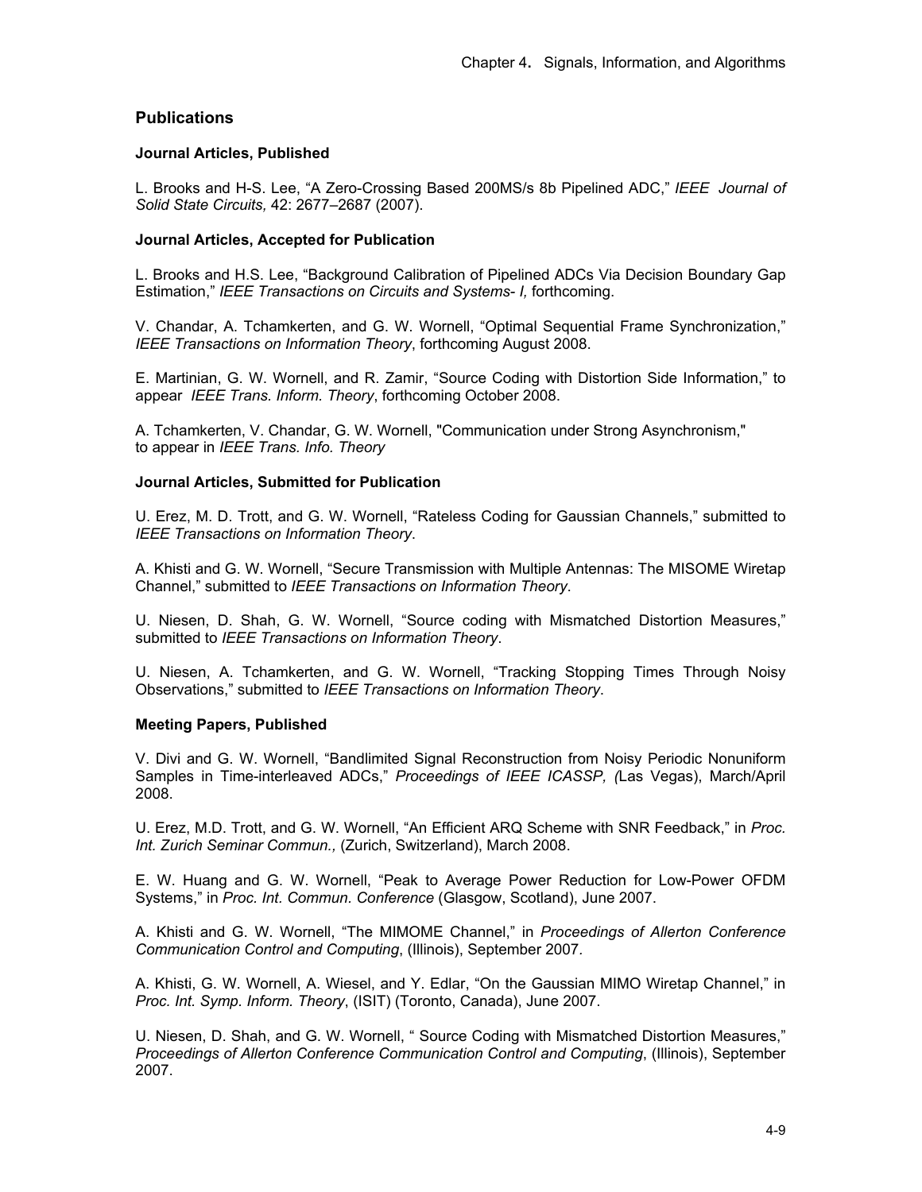## Publications

### Journal Articles, Published

L. Brooks and H-S. Lee, "A Zero-Crossing Based 200MS/s 8b Pipelined ADC," *IEEE Journal of Solid State Circuits,* 42: 2677–2687 (2007).

### Journal Articles, Accepted for Publication

L. Brooks and H.S. Lee, "Background Calibration of Pipelined ADCs Via Decision Boundary Gap Estimation," *IEEE Transactions on Circuits and Systems- I,* forthcoming.

V. Chandar, A. Tchamkerten, and G. W. Wornell, "Optimal Sequential Frame Synchronization," *IEEE Transactions on Information Theory*, forthcoming August 2008.

E. Martinian, G. W. Wornell, and R. Zamir, "Source Coding with Distortion Side Information," to appear *IEEE Trans. Inform. Theory*, forthcoming October 2008.

A. Tchamkerten, V. Chandar, G. W. Wornell, "Communication under Strong Asynchronism," to appear in *IEEE Trans. Info. Theory*

### Journal Articles, Submitted for Publication

U. Erez, M. D. Trott, and G. W. Wornell, "Rateless Coding for Gaussian Channels," submitted to *IEEE Transactions on Information Theory*.

A. Khisti and G. W. Wornell, "Secure Transmission with Multiple Antennas: The MISOME Wiretap Channel," submitted to *IEEE Transactions on Information Theory*.

U. Niesen, D. Shah, G. W. Wornell, "Source coding with Mismatched Distortion Measures," submitted to *IEEE Transactions on Information Theory*.

U. Niesen, A. Tchamkerten, and G. W. Wornell, "Tracking Stopping Times Through Noisy Observations," submitted to *IEEE Transactions on Information Theory*.

### Meeting Papers, Published

V. Divi and G. W. Wornell, "Bandlimited Signal Reconstruction from Noisy Periodic Nonuniform Samples in Time-interleaved ADCs," *Proceedings of IEEE ICASSP, (*Las Vegas), March/April 2008.

U. Erez, M.D. Trott, and G. W. Wornell, "An Efficient ARQ Scheme with SNR Feedback," in *Proc. Int. Zurich Seminar Commun.,* (Zurich, Switzerland), March 2008.

E. W. Huang and G. W. Wornell, "Peak to Average Power Reduction for Low-Power OFDM Systems," in *Proc. Int. Commun. Conference* (Glasgow, Scotland), June 2007.

A. Khisti and G. W. Wornell, "The MIMOME Channel," in *Proceedings of Allerton Conference Communication Control and Computing*, (Illinois), September 2007.

A. Khisti, G. W. Wornell, A. Wiesel, and Y. Edlar, "On the Gaussian MIMO Wiretap Channel," in *Proc. Int. Symp. Inform. Theory*, (ISIT) (Toronto, Canada), June 2007.

U. Niesen, D. Shah, and G. W. Wornell, " Source Coding with Mismatched Distortion Measures," *Proceedings of Allerton Conference Communication Control and Computing*, (Illinois), September 2007.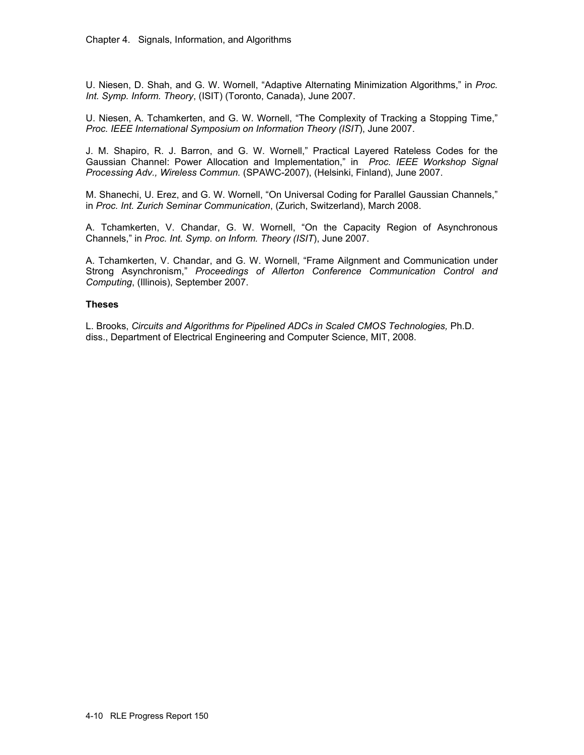U. Niesen, D. Shah, and G. W. Wornell, “Adaptive Alternating Minimization Algorithms,” in *Proc. Int. Symp. Inform. Theory*, (ISIT) (Toronto, Canada), June 2007.

U. Niesen, A. Tchamkerten, and G. W. Wornell, “The Complexity of Tracking a Stopping Time,” *Proc. IEEE International Symposium on Information Theory (ISIT*), June 2007.

J. M. Shapiro, R. J. Barron, and G. W. Wornell,” Practical Layered Rateless Codes for the Gaussian Channel: Power Allocation and Implementation,” in *Proc. IEEE Workshop Signal Processing Adv., Wireless Commun.* (SPAWC-2007), (Helsinki, Finland), June 2007.

M. Shanechi, U. Erez, and G. W. Wornell, “On Universal Coding for Parallel Gaussian Channels,” in *Proc. Int. Zurich Seminar Communication*, (Zurich, Switzerland), March 2008.

A. Tchamkerten, V. Chandar, G. W. Wornell, “On the Capacity Region of Asynchronous Channels,” in *Proc. Int. Symp. on Inform. Theory (ISIT*), June 2007.

A. Tchamkerten, V. Chandar, and G. W. Wornell, “Frame Ailgnment and Communication under Strong Asynchronism,” *Proceedings of Allerton Conference Communication Control and Computing*, (Illinois), September 2007.

**Theses**

L. Brooks, *Circuits and Algorithms for Pipelined ADCs in Scaled CMOS Technologies,* Ph.D. diss., Department of Electrical Engineering and Computer Science, MIT, 2008.